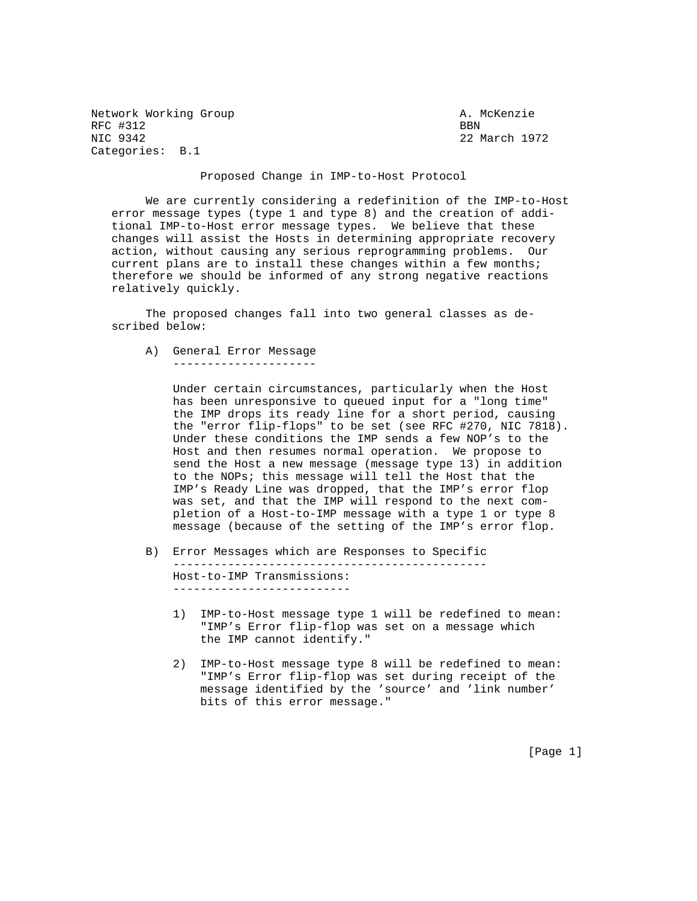Network Working Group A. McKenzie
RFC #312 BBN
NIC 9342 22 March 1972
Categories: B.1

# Proposed Change in IMP-to-Host Protocol

We are currently considering a redefinition of the IMP-to-Host error message types (type 1 and type 8) and the creation of additional IMP-to-Host error message types. We believe that these changes will assist the Hosts in determining appropriate recovery action, without causing any serious reprogramming problems. Our current plans are to install these changes within a few months; therefore we should be informed of any strong negative reactions relatively quickly.

The proposed changes fall into two general classes as described below:

A) General Error Message

Under certain circumstances, particularly when the Host has been unresponsive to queued input for a "long time" the IMP drops its ready line for a short period, causing the "error flip-flops" to be set (see RFC #270, NIC 7818). Under these conditions the IMP sends a few NOP's to the Host and then resumes normal operation. We propose to send the Host a new message (message type 13) in addition to the NOPs; this message will tell the Host that the IMP's Ready Line was dropped, that the IMP's error flop was set, and that the IMP will respond to the next completion of a Host-to-IMP message with a type 1 or type 8 message (because of the setting of the IMP's error flop.

B) Error Messages which are Responses to Specific Host-to-IMP Transmissions:

1) IMP-to-Host message type 1 will be redefined to mean: "IMP's Error flip-flop was set on a message which the IMP cannot identify."

2) IMP-to-Host message type 8 will be redefined to mean: "IMP's Error flip-flop was set during receipt of the message identified by the 'source' and 'link number' bits of this error message."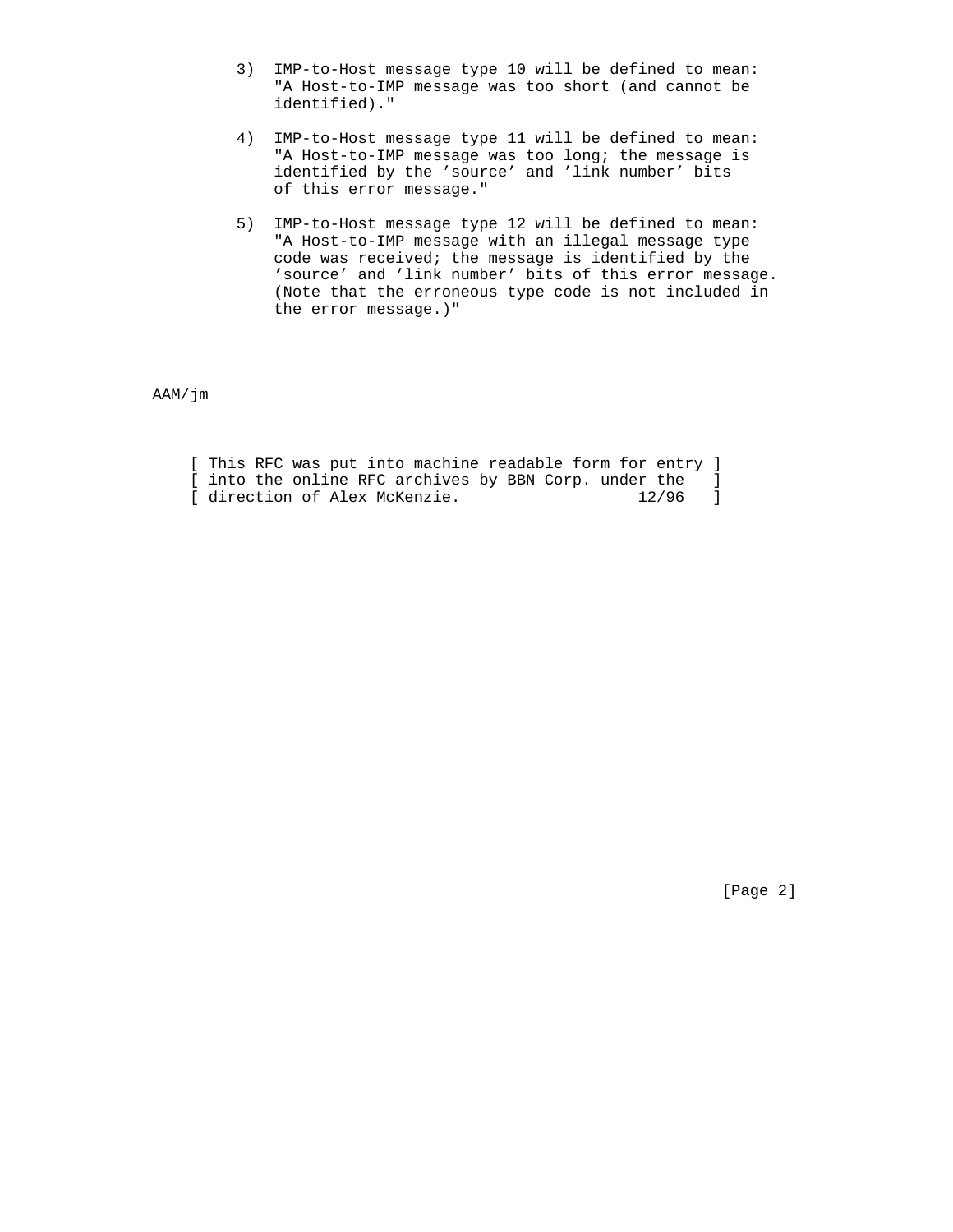3) IMP-to-Host message type 10 will be defined to mean: "A Host-to-IMP message was too short (and cannot be identified)."

4) IMP-to-Host message type 11 will be defined to mean: "A Host-to-IMP message was too long; the message is identified by the 'source' and 'link number' bits of this error message."

5) IMP-to-Host message type 12 will be defined to mean: "A Host-to-IMP message with an illegal message type code was received; the message is identified by the 'source' and 'link number' bits of this error message. (Note that the erroneous type code is not included in the error message.)"

AAM/jm

[ This RFC was put into machine readable form for entry ]
[ into the online RFC archives by BBN Corp. under the ]
[ direction of Alex McKenzie. 12/96 ]